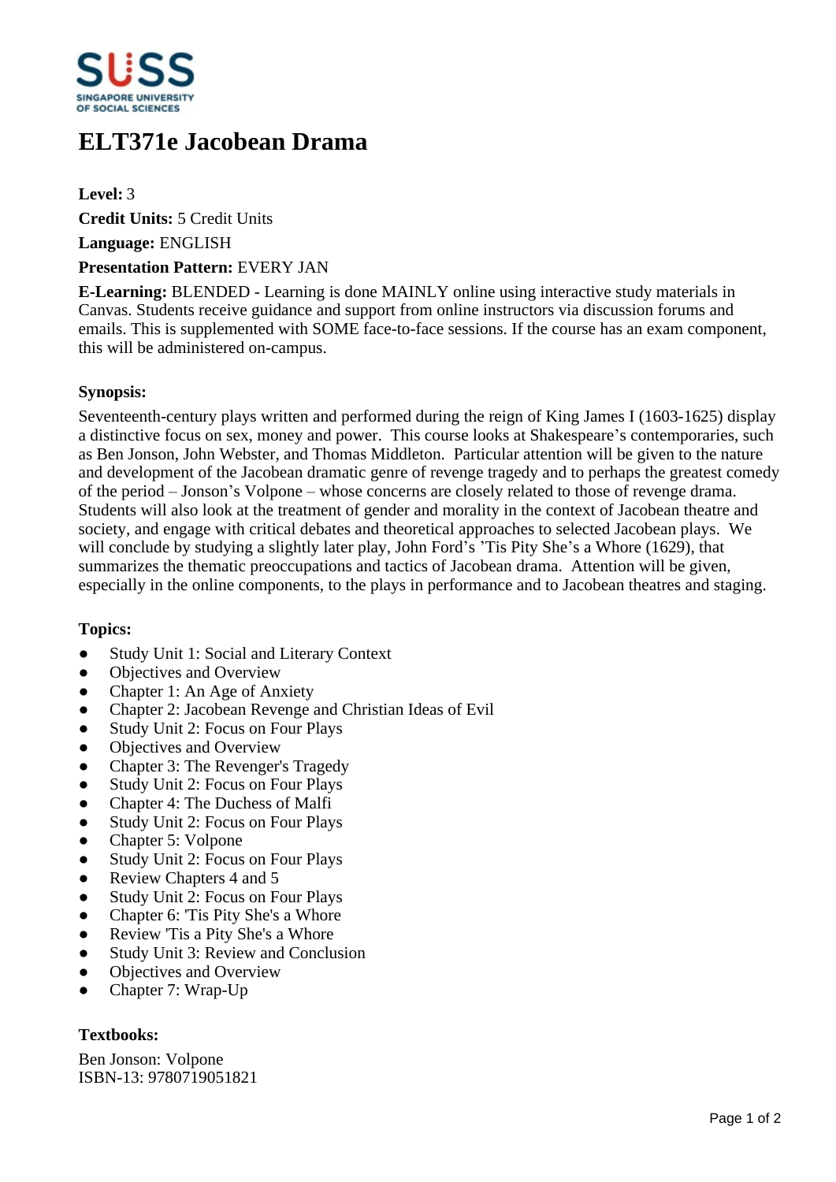# ELT371e Jacobean Drama

**Level:** 3

**Credit Units:** 5 Credit Units

**Language:** ENGLISH

**Presentation Pattern:** EVERY JAN

**E-Learning:** BLENDED - Learning is done MAINLY online using interactive study materials in Canvas. Students receive guidance and support from online instructors via discussion forums and emails. This is supplemented with SOME face-to-face sessions. If the course has an exam component, this will be administered on-campus.

### Synopsis:

Seventeenth-century plays written and performed during the reign of King James I (1603-1625) display a distinctive focus on sex, money and power. This course looks at Shakespeare's contemporaries, such as Ben Jonson, John Webster, and Thomas Middleton. Particular attention will be given to the nature and development of the Jacobean dramatic genre of revenge tragedy and to perhaps the greatest comedy of the period – Jonson's Volpone – whose concerns are closely related to those of revenge drama. Students will also look at the treatment of gender and morality in the context of Jacobean theatre and society, and engage with critical debates and theoretical approaches to selected Jacobean plays. We will conclude by studying a slightly later play, John Ford's 'Tis Pity She's a Whore (1629), that summarizes the thematic preoccupations and tactics of Jacobean drama. Attention will be given, especially in the online components, to the plays in performance and to Jacobean theatres and staging.

### Topics:

- Study Unit 1: Social and Literary Context
- Objectives and Overview
- Chapter 1: An Age of Anxiety
- Chapter 2: Jacobean Revenge and Christian Ideas of Evil
- Study Unit 2: Focus on Four Plays
- Objectives and Overview
- Chapter 3: The Revenger's Tragedy
- Study Unit 2: Focus on Four Plays
- Chapter 4: The Duchess of Malfi
- Study Unit 2: Focus on Four Plays
- Chapter 5: Volpone
- Study Unit 2: Focus on Four Plays
- Review Chapters 4 and 5
- Study Unit 2: Focus on Four Plays
- Chapter 6: 'Tis Pity She's a Whore
- Review 'Tis a Pity She's a Whore
- Study Unit 3: Review and Conclusion
- Objectives and Overview
- Chapter 7: Wrap-Up

### Textbooks:

Ben Jonson: Volpone
ISBN-13: 9780719051821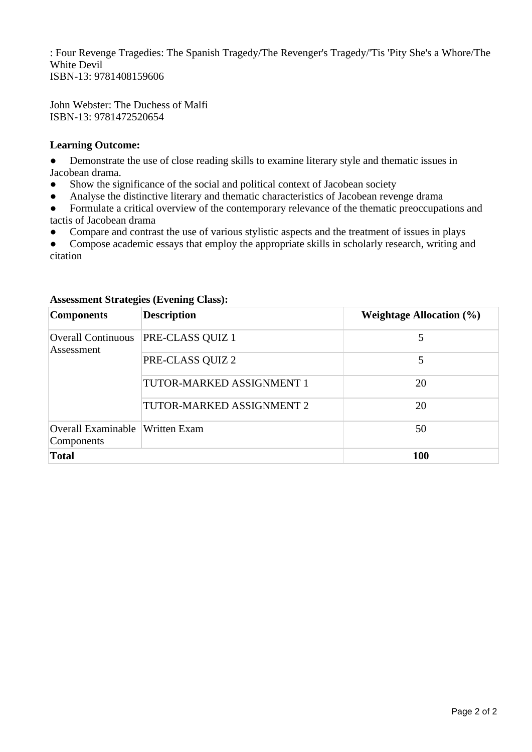: Four Revenge Tragedies: The Spanish Tragedy/The Revenger's Tragedy/'Tis 'Pity She's a Whore/The White Devil
ISBN-13: 9781408159606

John Webster: The Duchess of Malfi
ISBN-13: 9781472520654

**Learning Outcome:**

- Demonstrate the use of close reading skills to examine literary style and thematic issues in Jacobean drama.
- Show the significance of the social and political context of Jacobean society
- Analyse the distinctive literary and thematic characteristics of Jacobean revenge drama
- Formulate a critical overview of the contemporary relevance of the thematic preoccupations and tactis of Jacobean drama
- Compare and contrast the use of various stylistic aspects and the treatment of issues in plays
- Compose academic essays that employ the appropriate skills in scholarly research, writing and citation

**Assessment Strategies (Evening Class):**

| **Components** | **Description** | **Weightage Allocation (%)** |
|---|---|---|
| Overall Continuous Assessment | PRE-CLASS QUIZ 1 | 5 |
| | PRE-CLASS QUIZ 2 | 5 |
| | TUTOR-MARKED ASSIGNMENT 1 | 20 |
| | TUTOR-MARKED ASSIGNMENT 2 | 20 |
| Overall Examinable Components | Written Exam | 50 |
| **Total** | | **100** |